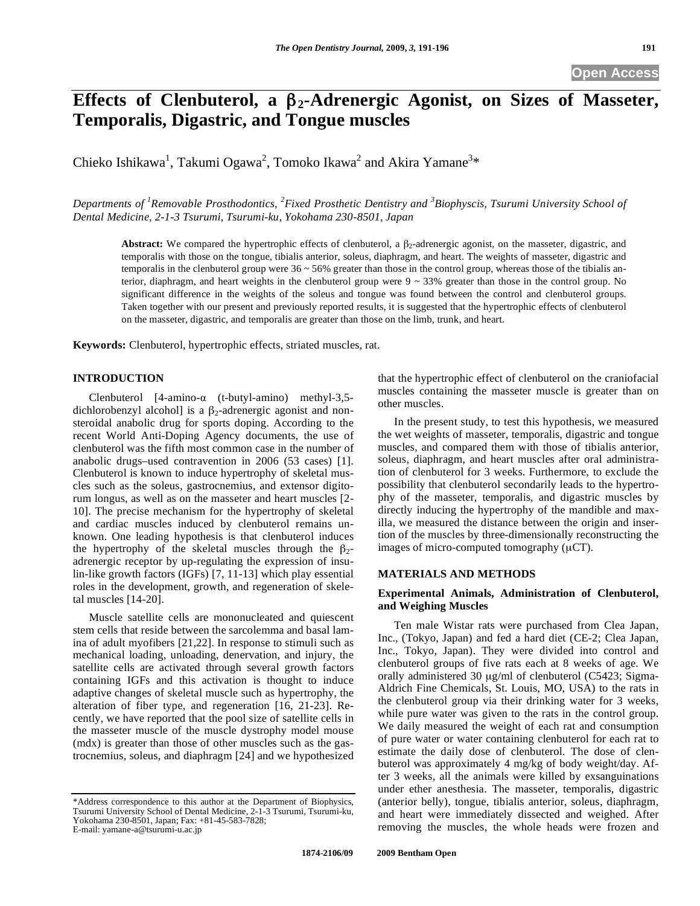# Effects of Clenbuterol, a $\beta_2$-Adrenergic Agonist, on Sizes of Masseter, Temporalis, Digastric, and Tongue muscles

Chieko Ishikawa[1], Takumi Ogawa[2], Tomoko Ikawa[2] and Akira Yamane[3]*

*Departments of [1]Removable Prosthodontics, [2]Fixed Prosthetic Dentistry and [3]Biophyscis, Tsurumi University School of Dental Medicine, 2-1-3 Tsurumi, Tsurumi-ku, Yokohama 230-8501, Japan*

**Abstract:** We compared the hypertrophic effects of clenbuterol, a $\beta_2$-adrenergic agonist, on the masseter, digastric, and temporalis with those on the tongue, tibialis anterior, soleus, diaphragm, and heart. The weights of masseter, digastric and temporalis in the clenbuterol group were 36 ~ 56% greater than those in the control group, whereas those of the tibialis anterior, diaphragm, and heart weights in the clenbuterol group were 9 ~ 33% greater than those in the control group. No significant difference in the weights of the soleus and tongue was found between the control and clenbuterol groups. Taken together with our present and previously reported results, it is suggested that the hypertrophic effects of clenbuterol on the masseter, digastric, and temporalis are greater than those on the limb, trunk, and heart.

**Keywords:** Clenbuterol, hypertrophic effects, striated muscles, rat.

## INTRODUCTION

Clenbuterol [4-amino-α (t-butyl-amino) methyl-3,5-dichlorobenzyl alcohol] is a $\beta_2$-adrenergic agonist and non-steroidal anabolic drug for sports doping. According to the recent World Anti-Doping Agency documents, the use of clenbuterol was the fifth most common case in the number of anabolic drugs–used contravention in 2006 (53 cases) [1]. Clenbuterol is known to induce hypertrophy of skeletal muscles such as the soleus, gastrocnemius, and extensor digitorum longus, as well as on the masseter and heart muscles [2-10]. The precise mechanism for the hypertrophy of skeletal and cardiac muscles induced by clenbuterol remains unknown. One leading hypothesis is that clenbuterol induces the hypertrophy of the skeletal muscles through the $\beta_2$-adrenergic receptor by up-regulating the expression of insulin-like growth factors (IGFs) [7, 11-13] which play essential roles in the development, growth, and regeneration of skeletal muscles [14-20].

Muscle satellite cells are mononucleated and quiescent stem cells that reside between the sarcolemma and basal lamina of adult myofibers [21,22]. In response to stimuli such as mechanical loading, unloading, denervation, and injury, the satellite cells are activated through several growth factors containing IGFs and this activation is thought to induce adaptive changes of skeletal muscle such as hypertrophy, the alteration of fiber type, and regeneration [16, 21-23]. Recently, we have reported that the pool size of satellite cells in the masseter muscle of the muscle dystrophy model mouse (mdx) is greater than those of other muscles such as the gastrocnemius, soleus, and diaphragm [24] and we hypothesized that the hypertrophic effect of clenbuterol on the craniofacial muscles containing the masseter muscle is greater than on other muscles.

In the present study, to test this hypothesis, we measured the wet weights of masseter, temporalis, digastric and tongue muscles, and compared them with those of tibialis anterior, soleus, diaphragm, and heart muscles after oral administration of clenbuterol for 3 weeks. Furthermore, to exclude the possibility that clenbuterol secondarily leads to the hypertrophy of the masseter, temporalis, and digastric muscles by directly inducing the hypertrophy of the mandible and maxilla, we measured the distance between the origin and insertion of the muscles by three-dimensionally reconstructing the images of micro-computed tomography (μCT).

## MATERIALS AND METHODS

### Experimental Animals, Administration of Clenbuterol, and Weighing Muscles

Ten male Wistar rats were purchased from Clea Japan, Inc., (Tokyo, Japan) and fed a hard diet (CE-2; Clea Japan, Inc., Tokyo, Japan). They were divided into control and clenbuterol groups of five rats each at 8 weeks of age. We orally administered 30 μg/ml of clenbuterol (C5423; Sigma-Aldrich Fine Chemicals, St. Louis, MO, USA) to the rats in the clenbuterol group via their drinking water for 3 weeks, while pure water was given to the rats in the control group. We daily measured the weight of each rat and consumption of pure water or water containing clenbuterol for each rat to estimate the daily dose of clenbuterol. The dose of clenbuterol was approximately 4 mg/kg of body weight/day. After 3 weeks, all the animals were killed by exsanguinations under ether anesthesia. The masseter, temporalis, digastric (anterior belly), tongue, tibialis anterior, soleus, diaphragm, and heart were immediately dissected and weighed. After removing the muscles, the whole heads were frozen and

*Address correspondence to this author at the Department of Biophysics, Tsurumi University School of Dental Medicine, 2-1-3 Tsurumi, Tsurumi-ku, Yokohama 230-8501, Japan; Fax: +81-45-583-7828; E-mail: yamane-a@tsurumi-u.ac.jp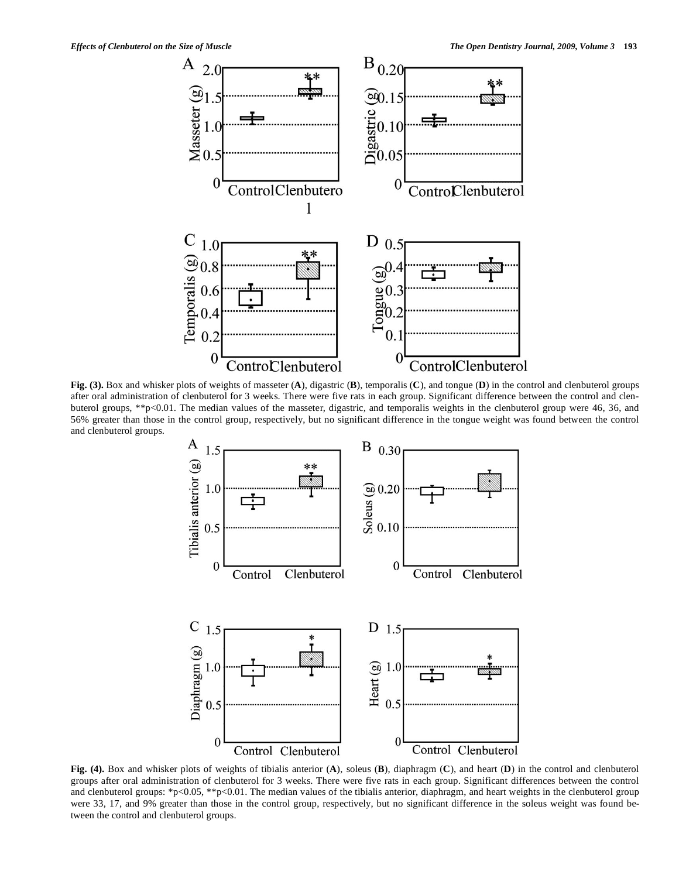**Fig. (3).** Box and whisker plots of weights of masseter (**A**), digastric (**B**), temporalis (**C**), and tongue (**D**) in the control and clenbuterol groups after oral administration of clenbuterol for 3 weeks. There were five rats in each group. Significant difference between the control and clenbuterol groups, **p<0.01. The median values of the masseter, digastric, and temporalis weights in the clenbuterol group were 46, 36, and 56% greater than those in the control group, respectively, but no significant difference in the tongue weight was found between the control and clenbuterol groups.

**Fig. (4).** Box and whisker plots of weights of tibialis anterior (**A**), soleus (**B**), diaphragm (**C**), and heart (**D**) in the control and clenbuterol groups after oral administration of clenbuterol for 3 weeks. There were five rats in each group. Significant differences between the control and clenbuterol groups: *p<0.05, **p<0.01. The median values of the tibialis anterior, diaphragm, and heart weights in the clenbuterol group were 33, 17, and 9% greater than those in the control group, respectively, but no significant difference in the soleus weight was found between the control and clenbuterol groups.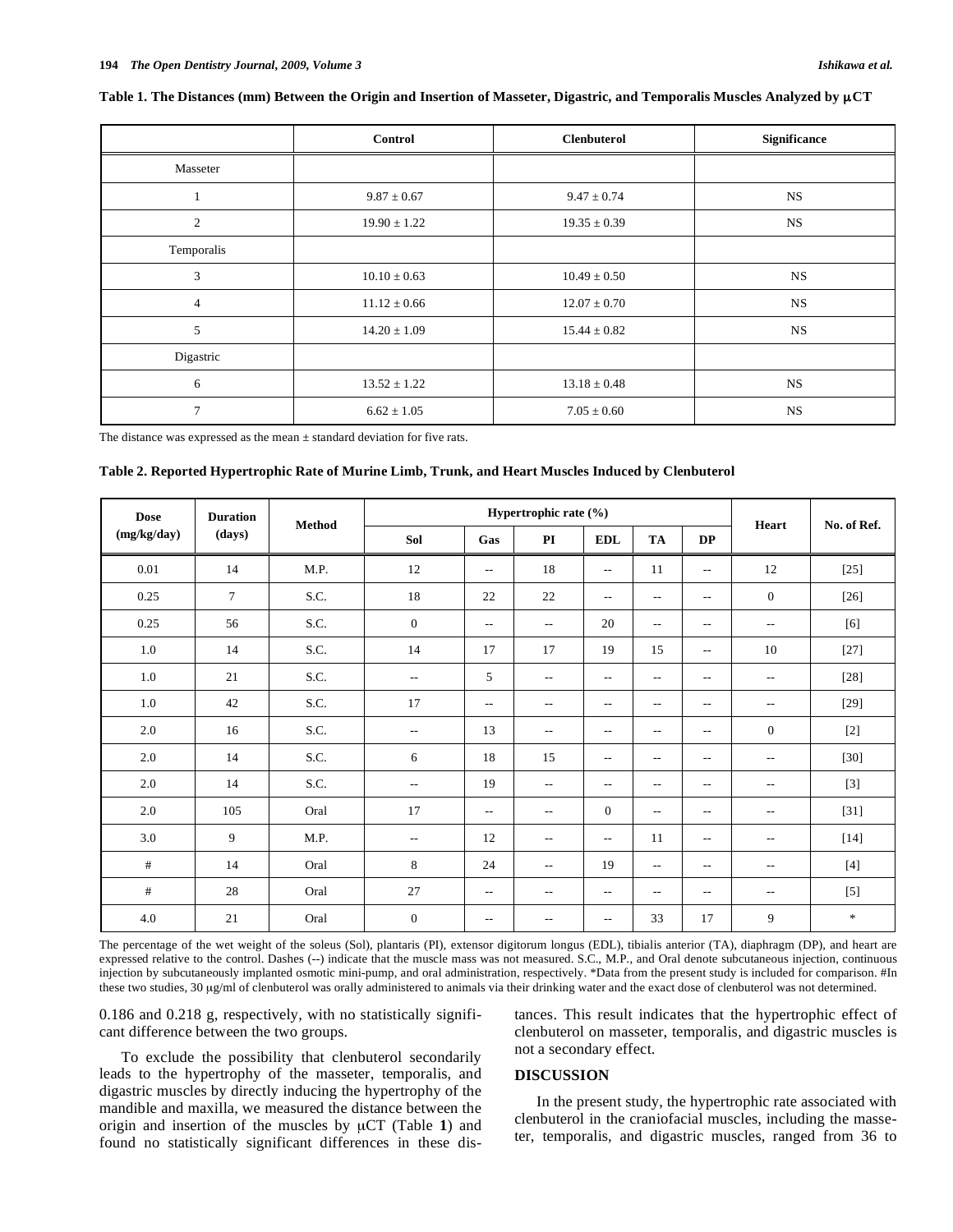**Table 1. The Distances (mm) Between the Origin and Insertion of Masseter, Digastric, and Temporalis Muscles Analyzed by μCT**

| | Control | Clenbuterol | Significance |
|---|---|---|---|
| Masseter | | | |
| 1 | 9.87 ± 0.67 | 9.47 ± 0.74 | NS |
| 2 | 19.90 ± 1.22 | 19.35 ± 0.39 | NS |
| Temporalis | | | |
| 3 | 10.10 ± 0.63 | 10.49 ± 0.50 | NS |
| 4 | 11.12 ± 0.66 | 12.07 ± 0.70 | NS |
| 5 | 14.20 ± 1.09 | 15.44 ± 0.82 | NS |
| Digastric | | | |
| 6 | 13.52 ± 1.22 | 13.18 ± 0.48 | NS |
| 7 | 6.62 ± 1.05 | 7.05 ± 0.60 | NS |

The distance was expressed as the mean ± standard deviation for five rats.

**Table 2. Reported Hypertrophic Rate of Murine Limb, Trunk, and Heart Muscles Induced by Clenbuterol**

| Dose (mg/kg/day) | Duration (days) | Method | Hypertrophic rate (%) | | | | | | Heart | No. of Ref. |
|---|---|---|---|---|---|---|---|---|---|---|
| | | | Sol | Gas | PI | EDL | TA | DP | | |
| 0.01 | 14 | M.P. | 12 | -- | 18 | -- | 11 | -- | 12 | [25] |
| 0.25 | 7 | S.C. | 18 | 22 | 22 | -- | -- | -- | 0 | [26] |
| 0.25 | 56 | S.C. | 0 | -- | -- | 20 | -- | -- | -- | [6] |
| 1.0 | 14 | S.C. | 14 | 17 | 17 | 19 | 15 | -- | 10 | [27] |
| 1.0 | 21 | S.C. | -- | 5 | -- | -- | -- | -- | -- | [28] |
| 1.0 | 42 | S.C. | 17 | -- | -- | -- | -- | -- | -- | [29] |
| 2.0 | 16 | S.C. | -- | 13 | -- | -- | -- | -- | 0 | [2] |
| 2.0 | 14 | S.C. | 6 | 18 | 15 | -- | -- | -- | -- | [30] |
| 2.0 | 14 | S.C. | -- | 19 | -- | -- | -- | -- | -- | [3] |
| 2.0 | 105 | Oral | 17 | -- | -- | 0 | -- | -- | -- | [31] |
| 3.0 | 9 | M.P. | -- | 12 | -- | -- | 11 | -- | -- | [14] |
| # | 14 | Oral | 8 | 24 | -- | 19 | -- | -- | -- | [4] |
| # | 28 | Oral | 27 | -- | -- | -- | -- | -- | -- | [5] |
| 4.0 | 21 | Oral | 0 | -- | -- | -- | 33 | 17 | 9 | * |

The percentage of the wet weight of the soleus (Sol), plantaris (Pl), extensor digitorum longus (EDL), tibialis anterior (TA), diaphragm (DP), and heart are expressed relative to the control. Dashes (--) indicate that the muscle mass was not measured. S.C., M.P., and Oral denote subcutaneous injection, continuous injection by subcutaneously implanted osmotic mini-pump, and oral administration, respectively. *Data from the present study is included for comparison. #In these two studies, 30 μg/ml of clenbuterol was orally administered to animals via their drinking water and the exact dose of clenbuterol was not determined.

0.186 and 0.218 g, respectively, with no statistically significant difference between the two groups.

To exclude the possibility that clenbuterol secondarily leads to the hypertrophy of the masseter, temporalis, and digastric muscles by directly inducing the hypertrophy of the mandible and maxilla, we measured the distance between the origin and insertion of the muscles by μCT (Table **1**) and found no statistically significant differences in these distances. This result indicates that the hypertrophic effect of clenbuterol on masseter, temporalis, and digastric muscles is not a secondary effect.

## DISCUSSION

In the present study, the hypertrophic rate associated with clenbuterol in the craniofacial muscles, including the masseter, temporalis, and digastric muscles, ranged from 36 to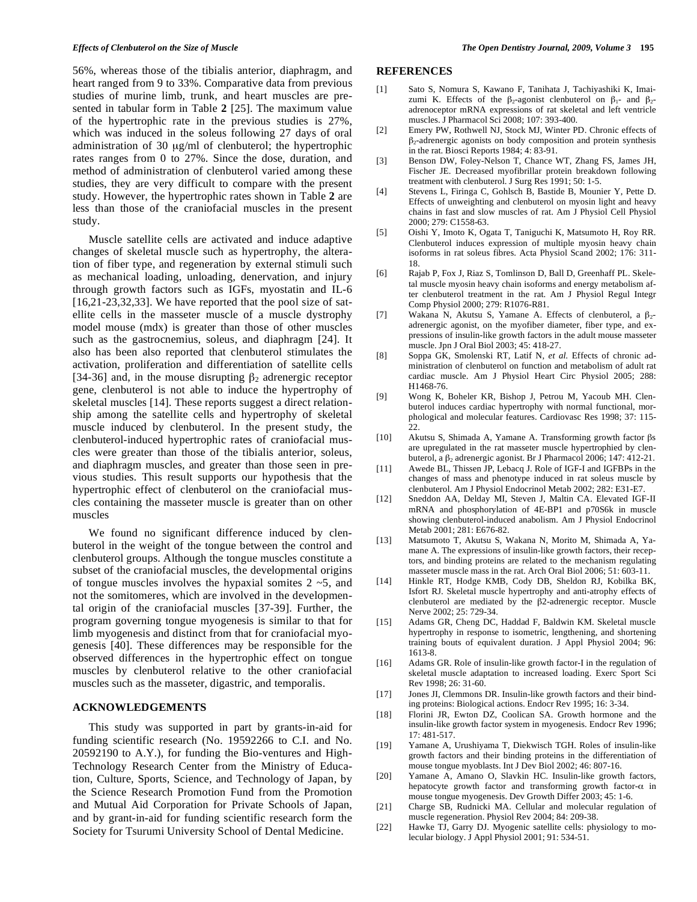56%, whereas those of the tibialis anterior, diaphragm, and heart ranged from 9 to 33%. Comparative data from previous studies of murine limb, trunk, and heart muscles are presented in tabular form in Table **2** [25]. The maximum value of the hypertrophic rate in the previous studies is 27%, which was induced in the soleus following 27 days of oral administration of 30 μg/ml of clenbuterol; the hypertrophic rates ranges from 0 to 27%. Since the dose, duration, and method of administration of clenbuterol varied among these studies, they are very difficult to compare with the present study. However, the hypertrophic rates shown in Table **2** are less than those of the craniofacial muscles in the present study.

Muscle satellite cells are activated and induce adaptive changes of skeletal muscle such as hypertrophy, the alteration of fiber type, and regeneration by external stimuli such as mechanical loading, unloading, denervation, and injury through growth factors such as IGFs, myostatin and IL-6 [16,21-23,32,33]. We have reported that the pool size of satellite cells in the masseter muscle of a muscle dystrophy model mouse (mdx) is greater than those of other muscles such as the gastrocnemius, soleus, and diaphragm [24]. It also has been also reported that clenbuterol stimulates the activation, proliferation and differentiation of satellite cells [34-36] and, in the mouse disrupting $\beta_2$ adrenergic receptor gene, clenbuterol is not able to induce the hypertrophy of skeletal muscles [14]. These reports suggest a direct relationship among the satellite cells and hypertrophy of skeletal muscle induced by clenbuterol. In the present study, the clenbuterol-induced hypertrophic rates of craniofacial muscles were greater than those of the tibialis anterior, soleus, and diaphragm muscles, and greater than those seen in previous studies. This result supports our hypothesis that the hypertrophic effect of clenbuterol on the craniofacial muscles containing the masseter muscle is greater than on other muscles

We found no significant difference induced by clenbuterol in the weight of the tongue between the control and clenbuterol groups. Although the tongue muscles constitute a subset of the craniofacial muscles, the developmental origins of tongue muscles involves the hypaxial somites 2 ~5, and not the somitomeres, which are involved in the developmental origin of the craniofacial muscles [37-39]. Further, the program governing tongue myogenesis is similar to that for limb myogenesis and distinct from that for craniofacial myogenesis [40]. These differences may be responsible for the observed differences in the hypertrophic effect on tongue muscles by clenbuterol relative to the other craniofacial muscles such as the masseter, digastric, and temporalis.

## ACKNOWLEDGEMENTS

This study was supported in part by grants-in-aid for funding scientific research (No. 19592266 to C.I. and No. 20592190 to A.Y.), for funding the Bio-ventures and High-Technology Research Center from the Ministry of Education, Culture, Sports, Science, and Technology of Japan, by the Science Research Promotion Fund from the Promotion and Mutual Aid Corporation for Private Schools of Japan, and by grant-in-aid for funding scientific research form the Society for Tsurumi University School of Dental Medicine.

## REFERENCES

[1] Sato S, Nomura S, Kawano F, Tanihata J, Tachiyashiki K, Imaizumi K. Effects of the $\beta_2$-agonist clenbuterol on $\beta_1$- and $\beta_2$-adrenoceptor mRNA expressions of rat skeletal and left ventricle muscles. J Pharmacol Sci 2008; 107: 393-400.

[2] Emery PW, Rothwell NJ, Stock MJ, Winter PD. Chronic effects of $\beta_2$-adrenergic agonists on body composition and protein synthesis in the rat. Biosci Reports 1984; 4: 83-91.

[3] Benson DW, Foley-Nelson T, Chance WT, Zhang FS, James JH, Fischer JE. Decreased myofibrillar protein breakdown following treatment with clenbuterol. J Surg Res 1991; 50: 1-5.

[4] Stevens L, Firinga C, Gohlsch B, Bastide B, Mounier Y, Pette D. Effects of unweighting and clenbuterol on myosin light and heavy chains in fast and slow muscles of rat. Am J Physiol Cell Physiol 2000; 279: C1558-63.

[5] Oishi Y, Imoto K, Ogata T, Taniguchi K, Matsumoto H, Roy RR. Clenbuterol induces expression of multiple myosin heavy chain isoforms in rat soleus fibres. Acta Physiol Scand 2002; 176: 311-18.

[6] Rajab P, Fox J, Riaz S, Tomlinson D, Ball D, Greenhaff PL. Skeletal muscle myosin heavy chain isoforms and energy metabolism after clenbuterol treatment in the rat. Am J Physiol Regul Integr Comp Physiol 2000; 279: R1076-R81.

[7] Wakana N, Akutsu S, Yamane A. Effects of clenbuterol, a $\beta_2$-adrenergic agonist, on the myofiber diameter, fiber type, and expressions of insulin-like growth factors in the adult mouse masseter muscle. Jpn J Oral Biol 2003; 45: 418-27.

[8] Soppa GK, Smolenski RT, Latif N, *et al.* Effects of chronic administration of clenbuterol on function and metabolism of adult rat cardiac muscle. Am J Physiol Heart Circ Physiol 2005; 288: H1468-76.

[9] Wong K, Boheler KR, Bishop J, Petrou M, Yacoub MH. Clenbuterol induces cardiac hypertrophy with normal functional, morphological and molecular features. Cardiovasc Res 1998; 37: 115-22.

[10] Akutsu S, Shimada A, Yamane A. Transforming growth factor βs are upregulated in the rat masseter muscle hypertrophied by clenbuterol, a $\beta_2$ adrenergic agonist. Br J Pharmacol 2006; 147: 412-21.

[11] Awede BL, Thissen JP, Lebacq J. Role of IGF-I and IGFBPs in the changes of mass and phenotype induced in rat soleus muscle by clenbuterol. Am J Physiol Endocrinol Metab 2002; 282: E31-E7.

[12] Sneddon AA, Delday MI, Steven J, Maltin CA. Elevated IGF-II mRNA and phosphorylation of 4E-BP1 and p70S6k in muscle showing clenbuterol-induced anabolism. Am J Physiol Endocrinol Metab 2001; 281: E676-82.

[13] Matsumoto T, Akutsu S, Wakana N, Morito M, Shimada A, Yamane A. The expressions of insulin-like growth factors, their receptors, and binding proteins are related to the mechanism regulating masseter muscle mass in the rat. Arch Oral Biol 2006; 51: 603-11.

[14] Hinkle RT, Hodge KMB, Cody DB, Sheldon RJ, Kobilka BK, Isfort RJ. Skeletal muscle hypertrophy and anti-atrophy effects of clenbuterol are mediated by the β2-adrenergic receptor. Muscle Nerve 2002; 25: 729-34.

[15] Adams GR, Cheng DC, Haddad F, Baldwin KM. Skeletal muscle hypertrophy in response to isometric, lengthening, and shortening training bouts of equivalent duration. J Appl Physiol 2004; 96: 1613-8.

[16] Adams GR. Role of insulin-like growth factor-I in the regulation of skeletal muscle adaptation to increased loading. Exerc Sport Sci Rev 1998; 26: 31-60.

[17] Jones JI, Clemmons DR. Insulin-like growth factors and their binding proteins: Biological actions. Endocr Rev 1995; 16: 3-34.

[18] Florini JR, Ewton DZ, Coolican SA. Growth hormone and the insulin-like growth factor system in myogenesis. Endocr Rev 1996; 17: 481-517.

[19] Yamane A, Urushiyama T, Diekwisch TGH. Roles of insulin-like growth factors and their binding proteins in the differentiation of mouse tongue myoblasts. Int J Dev Biol 2002; 46: 807-16.

[20] Yamane A, Amano O, Slavkin HC. Insulin-like growth factors, hepatocyte growth factor and transforming growth factor-α in mouse tongue myogenesis. Dev Growth Differ 2003; 45: 1-6.

[21] Charge SB, Rudnicki MA. Cellular and molecular regulation of muscle regeneration. Physiol Rev 2004; 84: 209-38.

[22] Hawke TJ, Garry DJ. Myogenic satellite cells: physiology to molecular biology. J Appl Physiol 2001; 91: 534-51.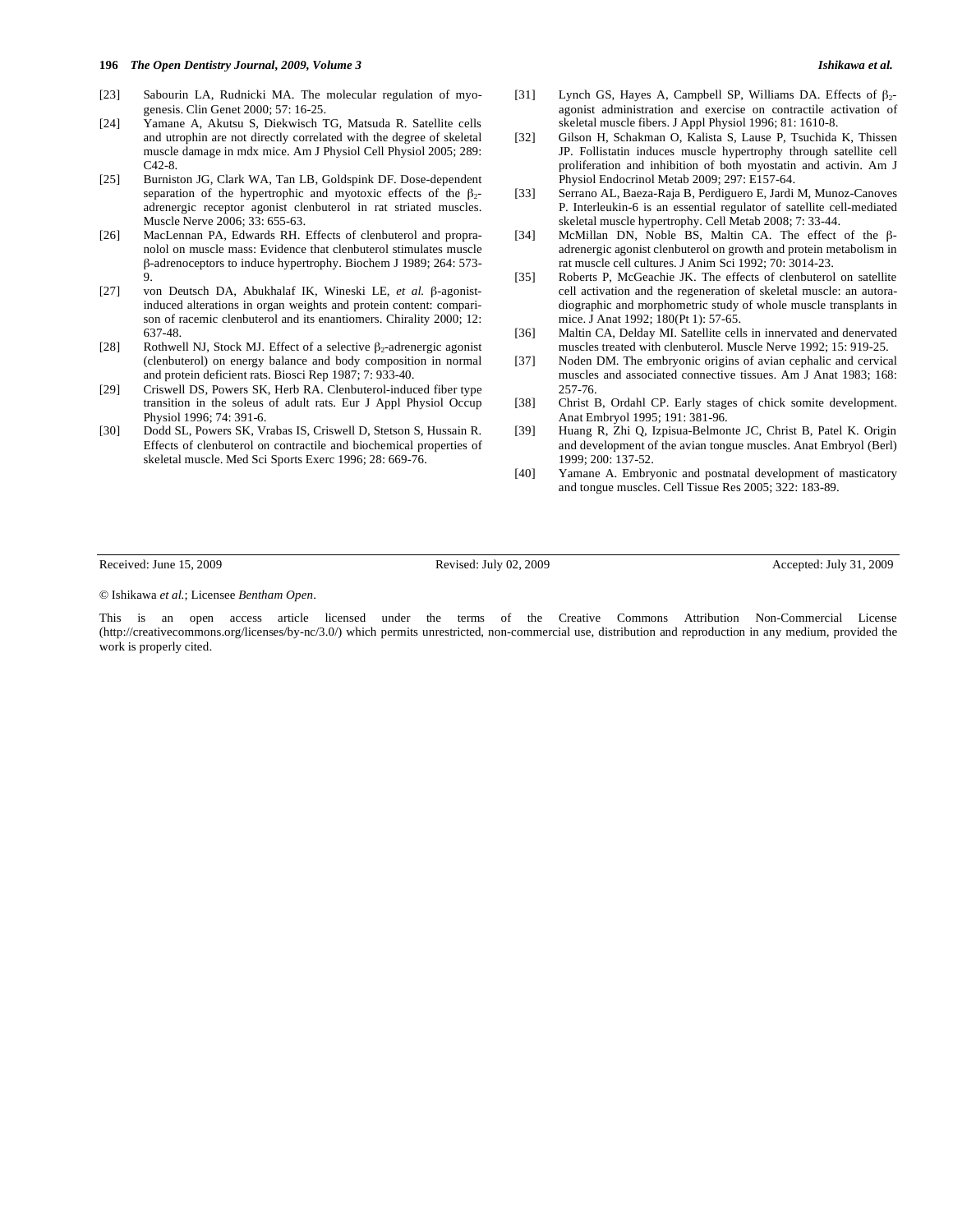[23] Sabourin LA, Rudnicki MA. The molecular regulation of myogenesis. Clin Genet 2000; 57: 16-25.

[24] Yamane A, Akutsu S, Diekwisch TG, Matsuda R. Satellite cells and utrophin are not directly correlated with the degree of skeletal muscle damage in mdx mice. Am J Physiol Cell Physiol 2005; 289: C42-8.

[25] Burniston JG, Clark WA, Tan LB, Goldspink DF. Dose-dependent separation of the hypertrophic and myotoxic effects of the $\beta_2$-adrenergic receptor agonist clenbuterol in rat striated muscles. Muscle Nerve 2006; 33: 655-63.

[26] MacLennan PA, Edwards RH. Effects of clenbuterol and propranolol on muscle mass: Evidence that clenbuterol stimulates muscle β-adrenoceptors to induce hypertrophy. Biochem J 1989; 264: 573-9.

[27] von Deutsch DA, Abukhalaf IK, Wineski LE, *et al.* β-agonist-induced alterations in organ weights and protein content: comparison of racemic clenbuterol and its enantiomers. Chirality 2000; 12: 637-48.

[28] Rothwell NJ, Stock MJ. Effect of a selective $\beta_2$-adrenergic agonist (clenbuterol) on energy balance and body composition in normal and protein deficient rats. Biosci Rep 1987; 7: 933-40.

[29] Criswell DS, Powers SK, Herb RA. Clenbuterol-induced fiber type transition in the soleus of adult rats. Eur J Appl Physiol Occup Physiol 1996; 74: 391-6.

[30] Dodd SL, Powers SK, Vrabas IS, Criswell D, Stetson S, Hussain R. Effects of clenbuterol on contractile and biochemical properties of skeletal muscle. Med Sci Sports Exerc 1996; 28: 669-76.

[31] Lynch GS, Hayes A, Campbell SP, Williams DA. Effects of $\beta_2$-agonist administration and exercise on contractile activation of skeletal muscle fibers. J Appl Physiol 1996; 81: 1610-8.

[32] Gilson H, Schakman O, Kalista S, Lause P, Tsuchida K, Thissen JP. Follistatin induces muscle hypertrophy through satellite cell proliferation and inhibition of both myostatin and activin. Am J Physiol Endocrinol Metab 2009; 297: E157-64.

[33] Serrano AL, Baeza-Raja B, Perdiguero E, Jardi M, Munoz-Canoves P. Interleukin-6 is an essential regulator of satellite cell-mediated skeletal muscle hypertrophy. Cell Metab 2008; 7: 33-44.

[34] McMillan DN, Noble BS, Maltin CA. The effect of the β-adrenergic agonist clenbuterol on growth and protein metabolism in rat muscle cell cultures. J Anim Sci 1992; 70: 3014-23.

[35] Roberts P, McGeachie JK. The effects of clenbuterol on satellite cell activation and the regeneration of skeletal muscle: an autoradiographic and morphometric study of whole muscle transplants in mice. J Anat 1992; 180(Pt 1): 57-65.

[36] Maltin CA, Delday MI. Satellite cells in innervated and denervated muscles treated with clenbuterol. Muscle Nerve 1992; 15: 919-25.

[37] Noden DM. The embryonic origins of avian cephalic and cervical muscles and associated connective tissues. Am J Anat 1983; 168: 257-76.

[38] Christ B, Ordahl CP. Early stages of chick somite development. Anat Embryol 1995; 191: 381-96.

[39] Huang R, Zhi Q, Izpisua-Belmonte JC, Christ B, Patel K. Origin and development of the avian tongue muscles. Anat Embryol (Berl) 1999; 200: 137-52.

[40] Yamane A. Embryonic and postnatal development of masticatory and tongue muscles. Cell Tissue Res 2005; 322: 183-89.

Received: June 15, 2009 Revised: July 02, 2009 Accepted: July 31, 2009

© Ishikawa *et al.*; Licensee *Bentham Open*.

This is an open access article licensed under the terms of the Creative Commons Attribution Non-Commercial License (http://creativecommons.org/licenses/by-nc/3.0/) which permits unrestricted, non-commercial use, distribution and reproduction in any medium, provided the work is properly cited.